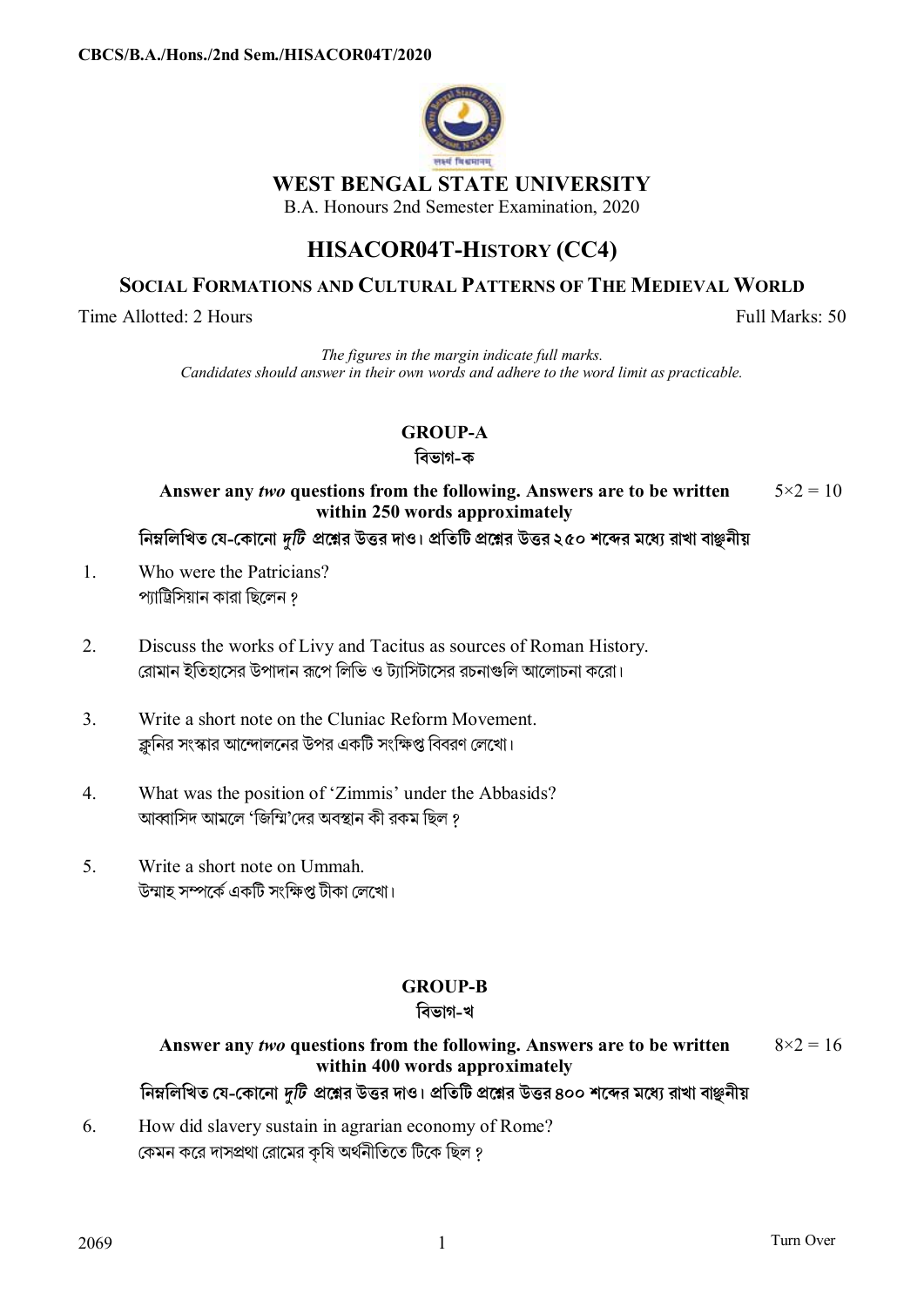CBCS/B.A./Hons./2nd Sem./HISACOR04T/2020

# WEST BENGAL STATE UNIVERSITY

B.A. Honours 2nd Semester Examination, 2020

## HISACOR04T-HISTORY (CC4)

### SOCIAL FORMATIONS AND CULTURAL PATTERNS OF THE MEDIEVAL WORLD

Time Allotted: 2 Hours Full Marks: 50

*The figures in the margin indicate full marks.*
*Candidates should answer in their own words and adhere to the word limit as practicable.*

## GROUP-A
## বিভাগ-ক

**Answer any *two* questions from the following. Answers are to be written within 250 words approximately** 5×2 = 10

**নিম্নলিখিত যে-কোনো *দুটি* প্রশ্নের উত্তর দাও। প্রতিটি প্রশ্নের উত্তর ২৫০ শব্দের মধ্যে রাখা বাঞ্ছনীয়**

1. Who were the Patricians?
প্যাট্রিসিয়ান কারা ছিলেন ?

2. Discuss the works of Livy and Tacitus as sources of Roman History.
রোমান ইতিহাসের উপাদান রূপে লিভি ও ট্যাসিটাসের রচনাগুলি আলোচনা করো।

3. Write a short note on the Cluniac Reform Movement.
ক্লুনির সংস্কার আন্দোলনের উপর একটি সংক্ষিপ্ত বিবরণ লেখো।

4. What was the position of 'Zimmis' under the Abbasids?
আব্বাসিদ আমলে 'জিম্মি'দের অবস্থান কী রকম ছিল ?

5. Write a short note on Ummah.
উম্মাহ সম্পর্কে একটি সংক্ষিপ্ত টীকা লেখো।

## GROUP-B
## বিভাগ-খ

**Answer any *two* questions from the following. Answers are to be written within 400 words approximately** 8×2 = 16

**নিম্নলিখিত যে-কোনো *দুটি* প্রশ্নের উত্তর দাও। প্রতিটি প্রশ্নের উত্তর ৪০০ শব্দের মধ্যে রাখা বাঞ্ছনীয়**

6. How did slavery sustain in agrarian economy of Rome?
কেমন করে দাসপ্রথা রোমের কৃষি অর্থনীতিতে টিকে ছিল ?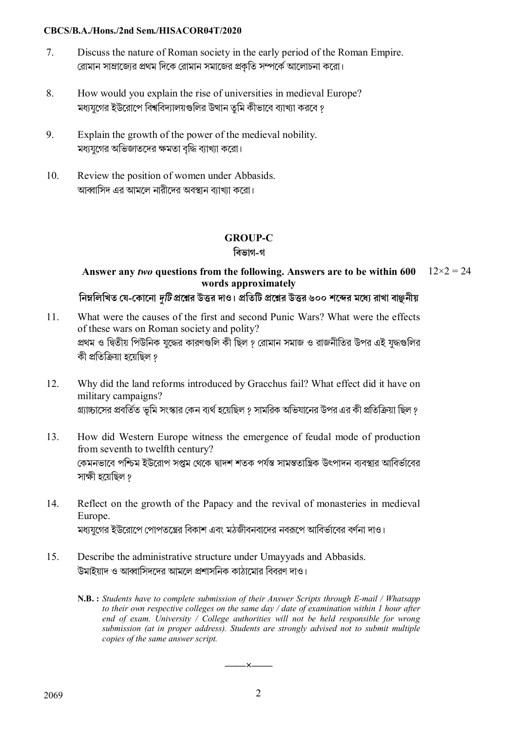7. Discuss the nature of Roman society in the early period of the Roman Empire.
রোমান সাম্রাজ্যের প্রথম দিকে রোমান সমাজের প্রকৃতি সম্পর্কে আলোচনা করো।

8. How would you explain the rise of universities in medieval Europe?
মধ্যযুগের ইউরোপে বিশ্ববিদ্যালয়গুলির উত্থান তুমি কীভাবে ব্যাখ্যা করবে?

9. Explain the growth of the power of the medieval nobility.
মধ্যযুগের অভিজাতদের ক্ষমতা বৃদ্ধি ব্যাখ্যা করো।

10. Review the position of women under Abbasids.
আব্বাসিদ এর আমলে নারীদের অবস্থান ব্যাখ্যা করো।

## GROUP-C
## বিভাগ-গ

**Answer any *two* questions from the following. Answers are to be within 600 words approximately** $12\times2 = 24$

**নিম্নলিখিত যে-কোনো *দুটি* প্রশ্নের উত্তর দাও। প্রতিটি প্রশ্নের উত্তর ৬০০ শব্দের মধ্যে রাখা বাঞ্ছনীয়**

11. What were the causes of the first and second Punic Wars? What were the effects of these wars on Roman society and polity?
প্রথম ও দ্বিতীয় পিউনিক যুদ্ধের কারণগুলি কী ছিল? রোমান সমাজ ও রাজনীতির উপর এই যুদ্ধগুলির কী প্রতিক্রিয়া হয়েছিল?

12. Why did the land reforms introduced by Gracchus fail? What effect did it have on military campaigns?
গ্র্যাচ্চাসের প্রবর্তিত ভূমি সংস্কার কেন ব্যর্থ হয়েছিল? সামরিক অভিযানের উপর এর কী প্রতিক্রিয়া ছিল?

13. How did Western Europe witness the emergence of feudal mode of production from seventh to twelfth century?
কেমনভাবে পশ্চিম ইউরোপ সপ্তম থেকে দ্বাদশ শতক পর্যন্ত সামন্ততান্ত্রিক উৎপাদন ব্যবস্থার আবির্ভাবের সাক্ষী হয়েছিল?

14. Reflect on the growth of the Papacy and the revival of monasteries in medieval Europe.
মধ্যযুগের ইউরোপে পোপতন্ত্রের বিকাশ এবং মঠজীবনবাদের নবরূপে আবির্ভাবের বর্ণনা দাও।

15. Describe the administrative structure under Umayyads and Abbasids.
উমাইয়াদ ও আব্বাসিদদের আমলে প্রশাসনিক কাঠামোর বিবরণ দাও।

**N.B. :** *Students have to complete submission of their Answer Scripts through E-mail / Whatsapp to their own respective colleges on the same day / date of examination within 1 hour after end of exam. University / College authorities will not be held responsible for wrong submission (at in proper address). Students are strongly advised not to submit multiple copies of the same answer script.*

——×——